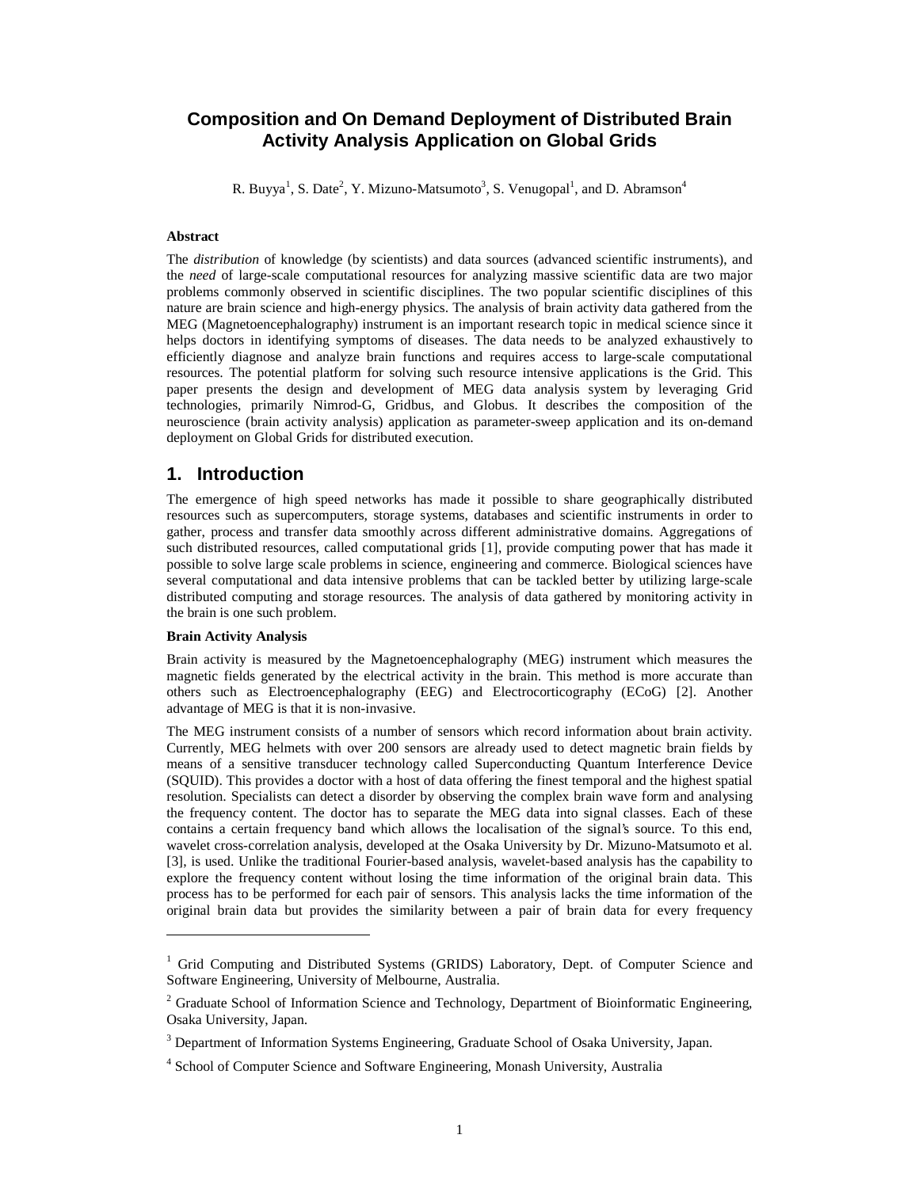# Composition and On Demand Deployment of Distributed Brain Activity Analysis Application on Global Grids

R. Buyya[1], S. Date[2], Y. Mizuno-Matsumoto[3], S. Venugopal[1], and D. Abramson[4]

**Abstract**

The *distribution* of knowledge (by scientists) and data sources (advanced scientific instruments), and the *need* of large-scale computational resources for analyzing massive scientific data are two major problems commonly observed in scientific disciplines. The two popular scientific disciplines of this nature are brain science and high-energy physics. The analysis of brain activity data gathered from the MEG (Magnetoencephalography) instrument is an important research topic in medical science since it helps doctors in identifying symptoms of diseases. The data needs to be analyzed exhaustively to efficiently diagnose and analyze brain functions and requires access to large-scale computational resources. The potential platform for solving such resource intensive applications is the Grid. This paper presents the design and development of MEG data analysis system by leveraging Grid technologies, primarily Nimrod-G, Gridbus, and Globus. It describes the composition of the neuroscience (brain activity analysis) application as parameter-sweep application and its on-demand deployment on Global Grids for distributed execution.

## 1. Introduction

The emergence of high speed networks has made it possible to share geographically distributed resources such as supercomputers, storage systems, databases and scientific instruments in order to gather, process and transfer data smoothly across different administrative domains. Aggregations of such distributed resources, called computational grids [1], provide computing power that has made it possible to solve large scale problems in science, engineering and commerce. Biological sciences have several computational and data intensive problems that can be tackled better by utilizing large-scale distributed computing and storage resources. The analysis of data gathered by monitoring activity in the brain is one such problem.

**Brain Activity Analysis**

Brain activity is measured by the Magnetoencephalography (MEG) instrument which measures the magnetic fields generated by the electrical activity in the brain. This method is more accurate than others such as Electroencephalography (EEG) and Electrocorticography (ECoG) [2]. Another advantage of MEG is that it is non-invasive.

The MEG instrument consists of a number of sensors which record information about brain activity. Currently, MEG helmets with over 200 sensors are already used to detect magnetic brain fields by means of a sensitive transducer technology called Superconducting Quantum Interference Device (SQUID). This provides a doctor with a host of data offering the finest temporal and the highest spatial resolution. Specialists can detect a disorder by observing the complex brain wave form and analysing the frequency content. The doctor has to separate the MEG data into signal classes. Each of these contains a certain frequency band which allows the localisation of the signal's source. To this end, wavelet cross-correlation analysis, developed at the Osaka University by Dr. Mizuno-Matsumoto et al. [3], is used. Unlike the traditional Fourier-based analysis, wavelet-based analysis has the capability to explore the frequency content without losing the time information of the original brain data. This process has to be performed for each pair of sensors. This analysis lacks the time information of the original brain data but provides the similarity between a pair of brain data for every frequency

[1] Grid Computing and Distributed Systems (GRIDS) Laboratory, Dept. of Computer Science and Software Engineering, University of Melbourne, Australia.

[2] Graduate School of Information Science and Technology, Department of Bioinformatic Engineering, Osaka University, Japan.

[3] Department of Information Systems Engineering, Graduate School of Osaka University, Japan.

[4] School of Computer Science and Software Engineering, Monash University, Australia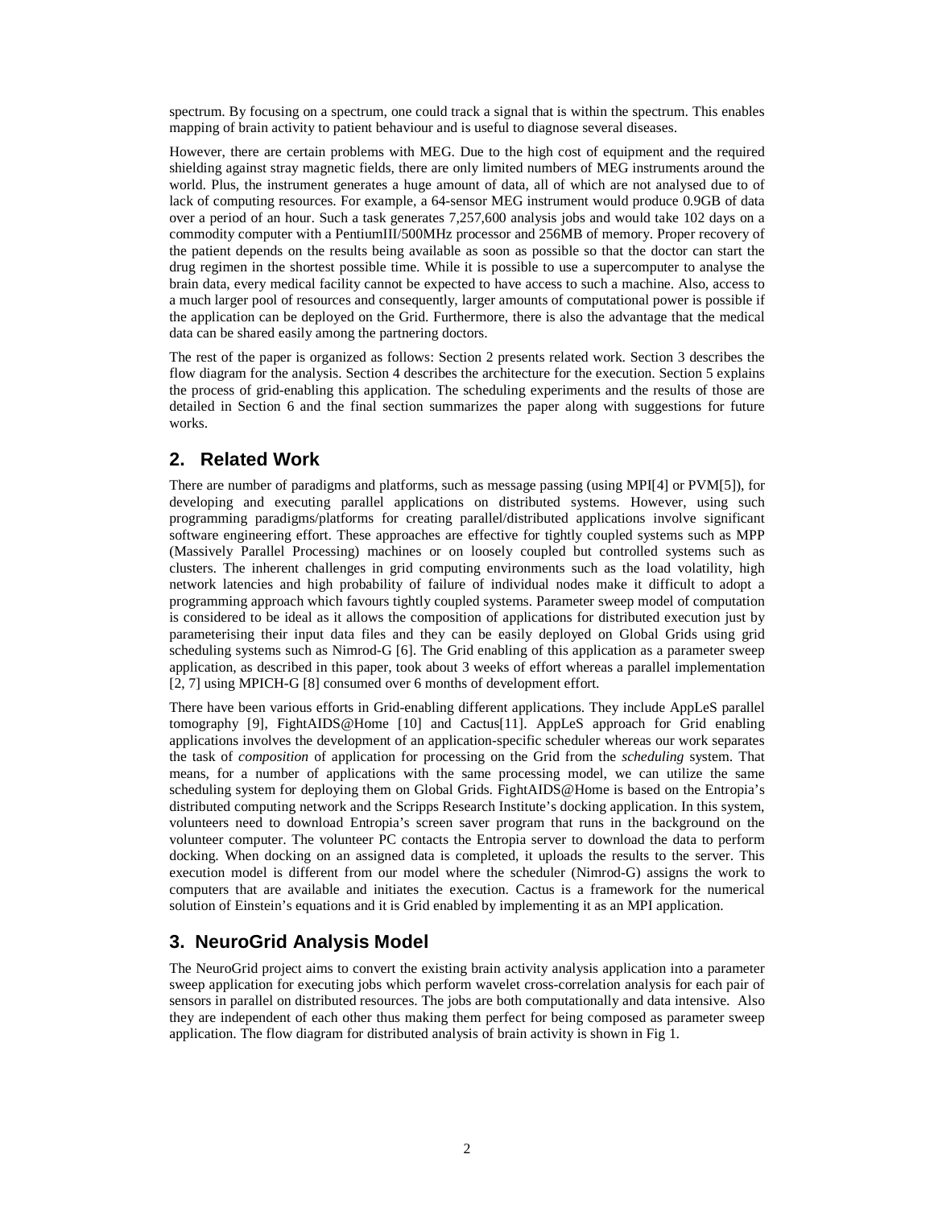spectrum. By focusing on a spectrum, one could track a signal that is within the spectrum. This enables mapping of brain activity to patient behaviour and is useful to diagnose several diseases.

However, there are certain problems with MEG. Due to the high cost of equipment and the required shielding against stray magnetic fields, there are only limited numbers of MEG instruments around the world. Plus, the instrument generates a huge amount of data, all of which are not analysed due to of lack of computing resources. For example, a 64-sensor MEG instrument would produce 0.9GB of data over a period of an hour. Such a task generates 7,257,600 analysis jobs and would take 102 days on a commodity computer with a PentiumIII/500MHz processor and 256MB of memory. Proper recovery of the patient depends on the results being available as soon as possible so that the doctor can start the drug regimen in the shortest possible time. While it is possible to use a supercomputer to analyse the brain data, every medical facility cannot be expected to have access to such a machine. Also, access to a much larger pool of resources and consequently, larger amounts of computational power is possible if the application can be deployed on the Grid. Furthermore, there is also the advantage that the medical data can be shared easily among the partnering doctors.

The rest of the paper is organized as follows: Section 2 presents related work. Section 3 describes the flow diagram for the analysis. Section 4 describes the architecture for the execution. Section 5 explains the process of grid-enabling this application. The scheduling experiments and the results of those are detailed in Section 6 and the final section summarizes the paper along with suggestions for future works.

## 2. Related Work

There are number of paradigms and platforms, such as message passing (using MPI[4] or PVM[5]), for developing and executing parallel applications on distributed systems. However, using such programming paradigms/platforms for creating parallel/distributed applications involve significant software engineering effort. These approaches are effective for tightly coupled systems such as MPP (Massively Parallel Processing) machines or on loosely coupled but controlled systems such as clusters. The inherent challenges in grid computing environments such as the load volatility, high network latencies and high probability of failure of individual nodes make it difficult to adopt a programming approach which favours tightly coupled systems. Parameter sweep model of computation is considered to be ideal as it allows the composition of applications for distributed execution just by parameterising their input data files and they can be easily deployed on Global Grids using grid scheduling systems such as Nimrod-G [6]. The Grid enabling of this application as a parameter sweep application, as described in this paper, took about 3 weeks of effort whereas a parallel implementation [2, 7] using MPICH-G [8] consumed over 6 months of development effort.

There have been various efforts in Grid-enabling different applications. They include AppLeS parallel tomography [9], FightAIDS@Home [10] and Cactus[11]. AppLeS approach for Grid enabling applications involves the development of an application-specific scheduler whereas our work separates the task of *composition* of application for processing on the Grid from the *scheduling* system. That means, for a number of applications with the same processing model, we can utilize the same scheduling system for deploying them on Global Grids. FightAIDS@Home is based on the Entropia's distributed computing network and the Scripps Research Institute's docking application. In this system, volunteers need to download Entropia's screen saver program that runs in the background on the volunteer computer. The volunteer PC contacts the Entropia server to download the data to perform docking. When docking on an assigned data is completed, it uploads the results to the server. This execution model is different from our model where the scheduler (Nimrod-G) assigns the work to computers that are available and initiates the execution. Cactus is a framework for the numerical solution of Einstein's equations and it is Grid enabled by implementing it as an MPI application.

## 3. NeuroGrid Analysis Model

The NeuroGrid project aims to convert the existing brain activity analysis application into a parameter sweep application for executing jobs which perform wavelet cross-correlation analysis for each pair of sensors in parallel on distributed resources. The jobs are both computationally and data intensive. Also they are independent of each other thus making them perfect for being composed as parameter sweep application. The flow diagram for distributed analysis of brain activity is shown in Fig 1.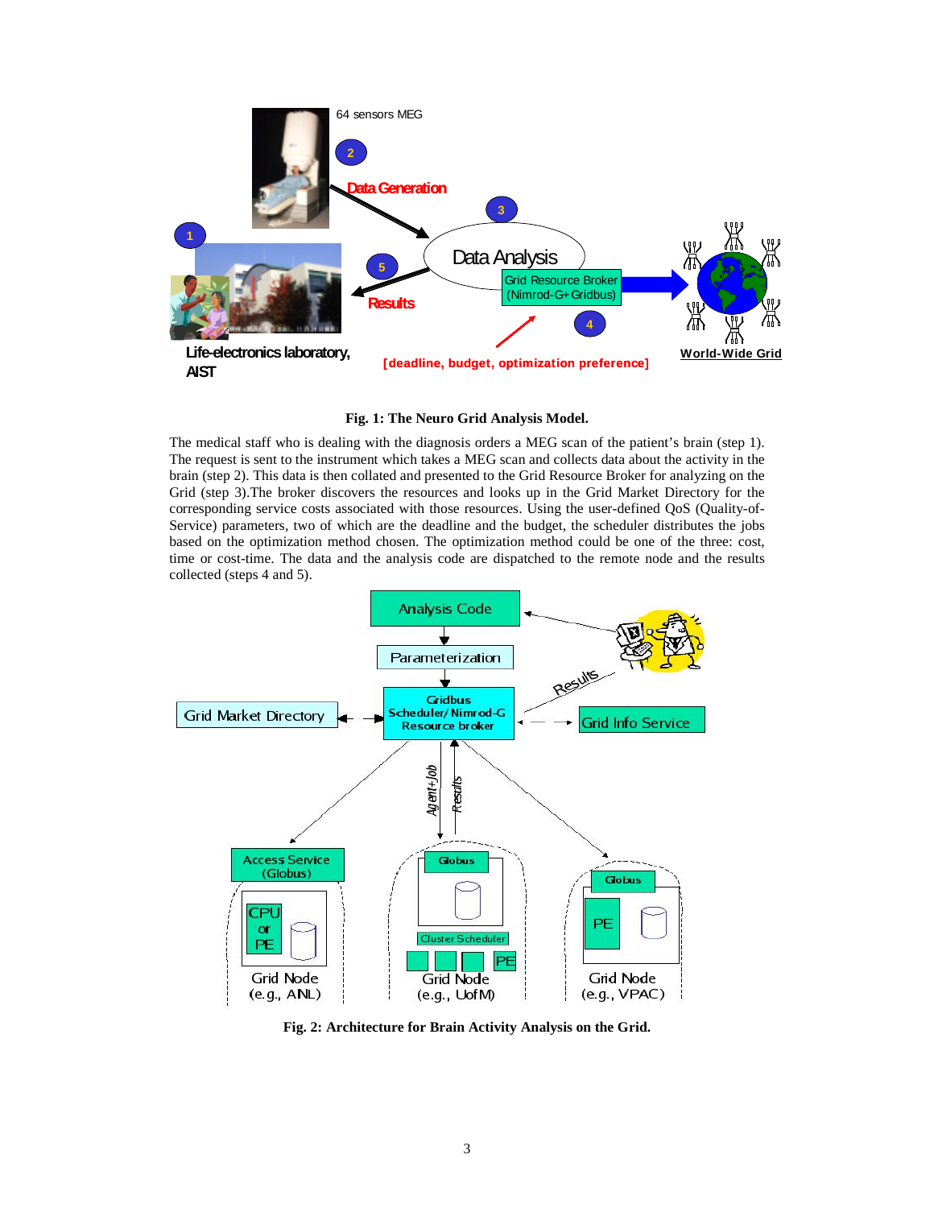**Fig. 1: The Neuro Grid Analysis Model.**

The medical staff who is dealing with the diagnosis orders a MEG scan of the patient's brain (step 1). The request is sent to the instrument which takes a MEG scan and collects data about the activity in the brain (step 2). This data is then collated and presented to the Grid Resource Broker for analyzing on the Grid (step 3).The broker discovers the resources and looks up in the Grid Market Directory for the corresponding service costs associated with those resources. Using the user-defined QoS (Quality-of-Service) parameters, two of which are the deadline and the budget, the scheduler distributes the jobs based on the optimization method chosen. The optimization method could be one of the three: cost, time or cost-time. The data and the analysis code are dispatched to the remote node and the results collected (steps 4 and 5).

**Fig. 2: Architecture for Brain Activity Analysis on the Grid.**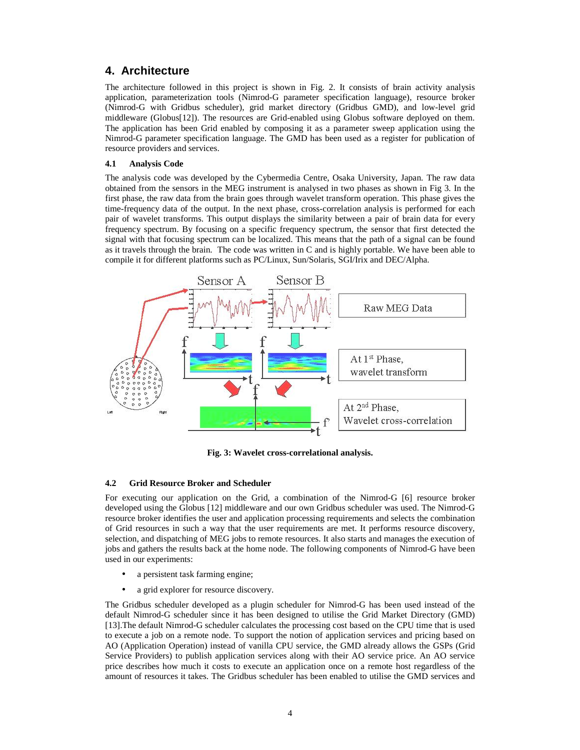## 4. Architecture

The architecture followed in this project is shown in Fig. 2. It consists of brain activity analysis application, parameterization tools (Nimrod-G parameter specification language), resource broker (Nimrod-G with Gridbus scheduler), grid market directory (Gridbus GMD), and low-level grid middleware (Globus[12]). The resources are Grid-enabled using Globus software deployed on them. The application has been Grid enabled by composing it as a parameter sweep application using the Nimrod-G parameter specification language. The GMD has been used as a register for publication of resource providers and services.

### 4.1 Analysis Code

The analysis code was developed by the Cybermedia Centre, Osaka University, Japan. The raw data obtained from the sensors in the MEG instrument is analysed in two phases as shown in Fig 3. In the first phase, the raw data from the brain goes through wavelet transform operation. This phase gives the time-frequency data of the output. In the next phase, cross-correlation analysis is performed for each pair of wavelet transforms. This output displays the similarity between a pair of brain data for every frequency spectrum. By focusing on a specific frequency spectrum, the sensor that first detected the signal with that focusing spectrum can be localized. This means that the path of a signal can be found as it travels through the brain. The code was written in C and is highly portable. We have been able to compile it for different platforms such as PC/Linux, Sun/Solaris, SGI/Irix and DEC/Alpha.

**Fig. 3: Wavelet cross-correlational analysis.**

### 4.2 Grid Resource Broker and Scheduler

For executing our application on the Grid, a combination of the Nimrod-G [6] resource broker developed using the Globus [12] middleware and our own Gridbus scheduler was used. The Nimrod-G resource broker identifies the user and application processing requirements and selects the combination of Grid resources in such a way that the user requirements are met. It performs resource discovery, selection, and dispatching of MEG jobs to remote resources. It also starts and manages the execution of jobs and gathers the results back at the home node. The following components of Nimrod-G have been used in our experiments:

- a persistent task farming engine;
- a grid explorer for resource discovery.

The Gridbus scheduler developed as a plugin scheduler for Nimrod-G has been used instead of the default Nimrod-G scheduler since it has been designed to utilise the Grid Market Directory (GMD) [13].The default Nimrod-G scheduler calculates the processing cost based on the CPU time that is used to execute a job on a remote node. To support the notion of application services and pricing based on AO (Application Operation) instead of vanilla CPU service, the GMD already allows the GSPs (Grid Service Providers) to publish application services along with their AO service price. An AO service price describes how much it costs to execute an application once on a remote host regardless of the amount of resources it takes. The Gridbus scheduler has been enabled to utilise the GMD services and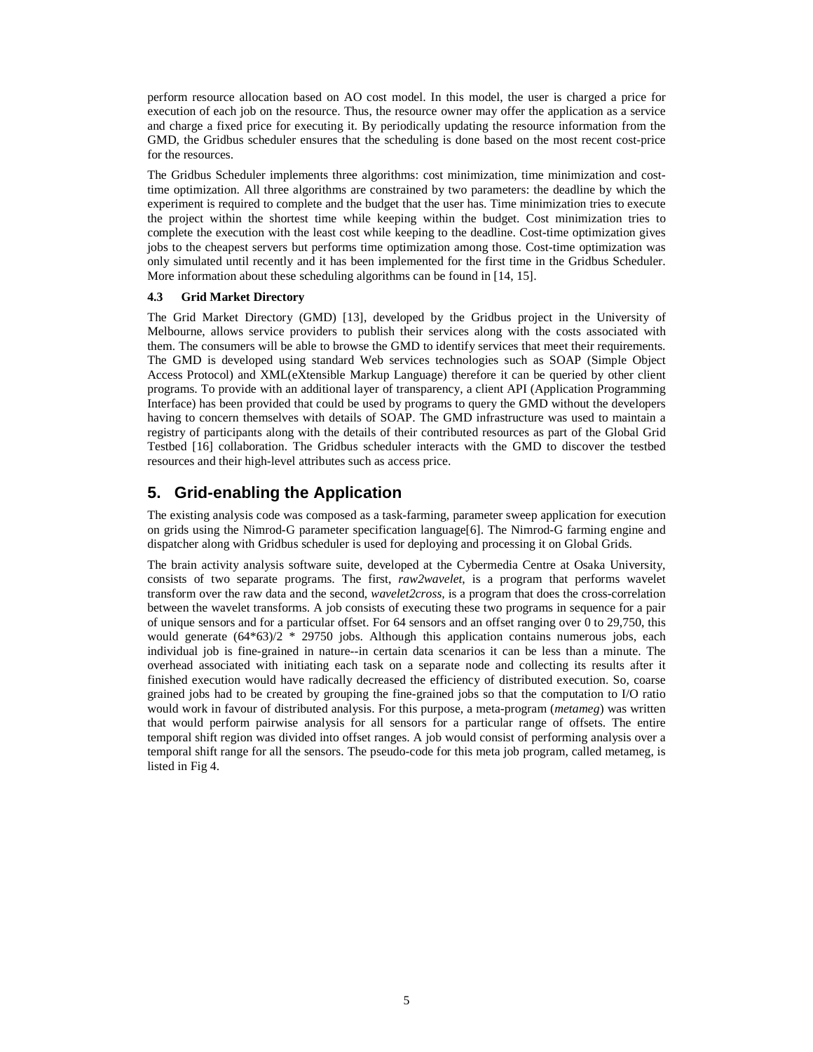perform resource allocation based on AO cost model. In this model, the user is charged a price for execution of each job on the resource. Thus, the resource owner may offer the application as a service and charge a fixed price for executing it. By periodically updating the resource information from the GMD, the Gridbus scheduler ensures that the scheduling is done based on the most recent cost-price for the resources.

The Gridbus Scheduler implements three algorithms: cost minimization, time minimization and cost-time optimization. All three algorithms are constrained by two parameters: the deadline by which the experiment is required to complete and the budget that the user has. Time minimization tries to execute the project within the shortest time while keeping within the budget. Cost minimization tries to complete the execution with the least cost while keeping to the deadline. Cost-time optimization gives jobs to the cheapest servers but performs time optimization among those. Cost-time optimization was only simulated until recently and it has been implemented for the first time in the Gridbus Scheduler. More information about these scheduling algorithms can be found in [14, 15].

### 4.3 Grid Market Directory

The Grid Market Directory (GMD) [13], developed by the Gridbus project in the University of Melbourne, allows service providers to publish their services along with the costs associated with them. The consumers will be able to browse the GMD to identify services that meet their requirements. The GMD is developed using standard Web services technologies such as SOAP (Simple Object Access Protocol) and XML(eXtensible Markup Language) therefore it can be queried by other client programs. To provide with an additional layer of transparency, a client API (Application Programming Interface) has been provided that could be used by programs to query the GMD without the developers having to concern themselves with details of SOAP. The GMD infrastructure was used to maintain a registry of participants along with the details of their contributed resources as part of the Global Grid Testbed [16] collaboration. The Gridbus scheduler interacts with the GMD to discover the testbed resources and their high-level attributes such as access price.

## 5. Grid-enabling the Application

The existing analysis code was composed as a task-farming, parameter sweep application for execution on grids using the Nimrod-G parameter specification language[6]. The Nimrod-G farming engine and dispatcher along with Gridbus scheduler is used for deploying and processing it on Global Grids.

The brain activity analysis software suite, developed at the Cybermedia Centre at Osaka University, consists of two separate programs. The first, *raw2wavelet*, is a program that performs wavelet transform over the raw data and the second, *wavelet2cross*, is a program that does the cross-correlation between the wavelet transforms. A job consists of executing these two programs in sequence for a pair of unique sensors and for a particular offset. For 64 sensors and an offset ranging over 0 to 29,750, this would generate (64*63)/2 * 29750 jobs. Although this application contains numerous jobs, each individual job is fine-grained in nature--in certain data scenarios it can be less than a minute. The overhead associated with initiating each task on a separate node and collecting its results after it finished execution would have radically decreased the efficiency of distributed execution. So, coarse grained jobs had to be created by grouping the fine-grained jobs so that the computation to I/O ratio would work in favour of distributed analysis. For this purpose, a meta-program (*metameg*) was written that would perform pairwise analysis for all sensors for a particular range of offsets. The entire temporal shift region was divided into offset ranges. A job would consist of performing analysis over a temporal shift range for all the sensors. The pseudo-code for this meta job program, called metameg, is listed in Fig 4.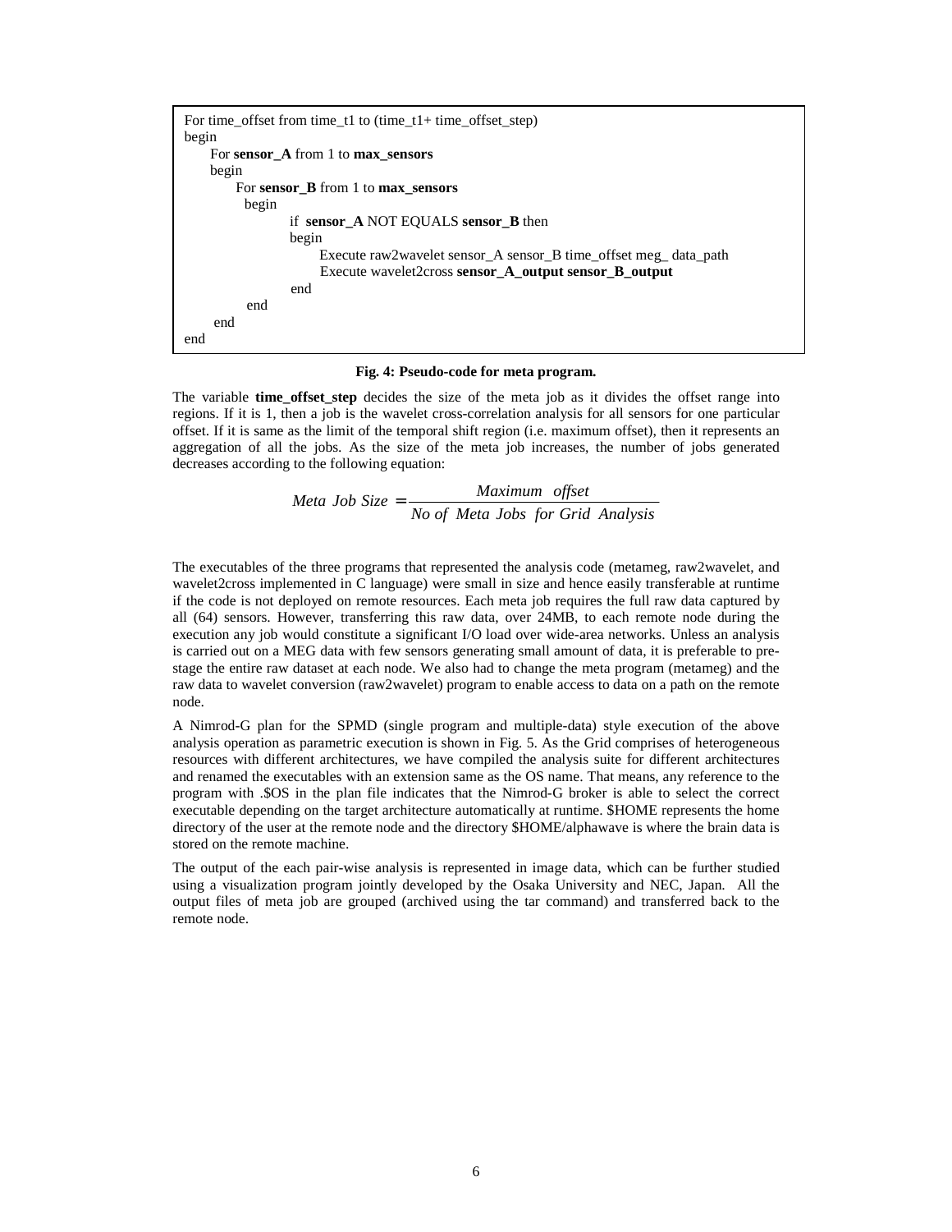```
For time_offset from time_t1 to (time_t1+ time_offset_step)
begin
    For sensor_A from 1 to max_sensors
    begin
        For sensor_B from 1 to max_sensors
        begin
            if sensor_A NOT EQUALS sensor_B then
            begin
                Execute raw2wavelet sensor_A sensor_B time_offset meg_ data_path
                Execute wavelet2cross sensor_A_output sensor_B_output
            end
        end
    end
end
```

**Fig. 4: Pseudo-code for meta program.**

The variable **time_offset_step** decides the size of the meta job as it divides the offset range into regions. If it is 1, then a job is the wavelet cross-correlation analysis for all sensors for one particular offset. If it is same as the limit of the temporal shift region (i.e. maximum offset), then it represents an aggregation of all the jobs. As the size of the meta job increases, the number of jobs generated decreases according to the following equation:

$$Meta\ Job\ Size = \frac{Maximum\ \ offset}{No\ of\ \ Meta\ Jobs\ \ for\ Grid\ \ Analysis}$$

The executables of the three programs that represented the analysis code (metameg, raw2wavelet, and wavelet2cross implemented in C language) were small in size and hence easily transferable at runtime if the code is not deployed on remote resources. Each meta job requires the full raw data captured by all (64) sensors. However, transferring this raw data, over 24MB, to each remote node during the execution any job would constitute a significant I/O load over wide-area networks. Unless an analysis is carried out on a MEG data with few sensors generating small amount of data, it is preferable to pre-stage the entire raw dataset at each node. We also had to change the meta program (metameg) and the raw data to wavelet conversion (raw2wavelet) program to enable access to data on a path on the remote node.

A Nimrod-G plan for the SPMD (single program and multiple-data) style execution of the above analysis operation as parametric execution is shown in Fig. 5. As the Grid comprises of heterogeneous resources with different architectures, we have compiled the analysis suite for different architectures and renamed the executables with an extension same as the OS name. That means, any reference to the program with .$OS in the plan file indicates that the Nimrod-G broker is able to select the correct executable depending on the target architecture automatically at runtime. $HOME represents the home directory of the user at the remote node and the directory $HOME/alphawave is where the brain data is stored on the remote machine.

The output of the each pair-wise analysis is represented in image data, which can be further studied using a visualization program jointly developed by the Osaka University and NEC, Japan. All the output files of meta job are grouped (archived using the tar command) and transferred back to the remote node.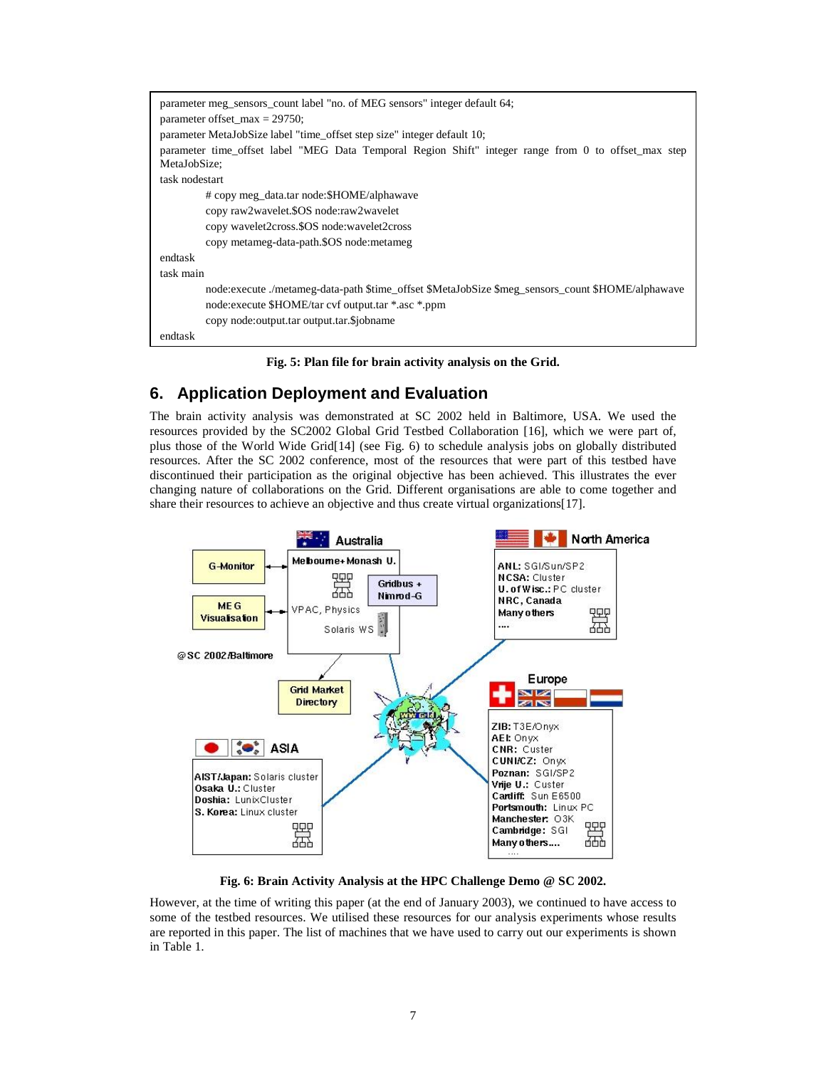```
parameter meg_sensors_count label "no. of MEG sensors" integer default 64;
parameter offset_max = 29750;
parameter MetaJobSize label "time_offset step size" integer default 10;
parameter time_offset label "MEG Data Temporal Region Shift" integer range from 0 to offset_max step MetaJobSize;
task nodestart
        # copy meg_data.tar node:$HOME/alphawave
        copy raw2wavelet.$OS node:raw2wavelet
        copy wavelet2cross.$OS node:wavelet2cross
        copy metameg-data-path.$OS node:metameg
endtask
task main
        node:execute ./metameg-data-path $time_offset $MetaJobSize $meg_sensors_count $HOME/alphawave
        node:execute $HOME/tar cvf output.tar *.asc *.ppm
        copy node:output.tar output.tar.$jobname
endtask
```

**Fig. 5: Plan file for brain activity analysis on the Grid.**

## 6. Application Deployment and Evaluation

The brain activity analysis was demonstrated at SC 2002 held in Baltimore, USA. We used the resources provided by the SC2002 Global Grid Testbed Collaboration [16], which we were part of, plus those of the World Wide Grid[14] (see Fig. 6) to schedule analysis jobs on globally distributed resources. After the SC 2002 conference, most of the resources that were part of this testbed have discontinued their participation as the original objective has been achieved. This illustrates the ever changing nature of collaborations on the Grid. Different organisations are able to come together and share their resources to achieve an objective and thus create virtual organizations[17].

**Fig. 6: Brain Activity Analysis at the HPC Challenge Demo @ SC 2002.**

However, at the time of writing this paper (at the end of January 2003), we continued to have access to some of the testbed resources. We utilised these resources for our analysis experiments whose results are reported in this paper. The list of machines that we have used to carry out our experiments is shown in Table 1.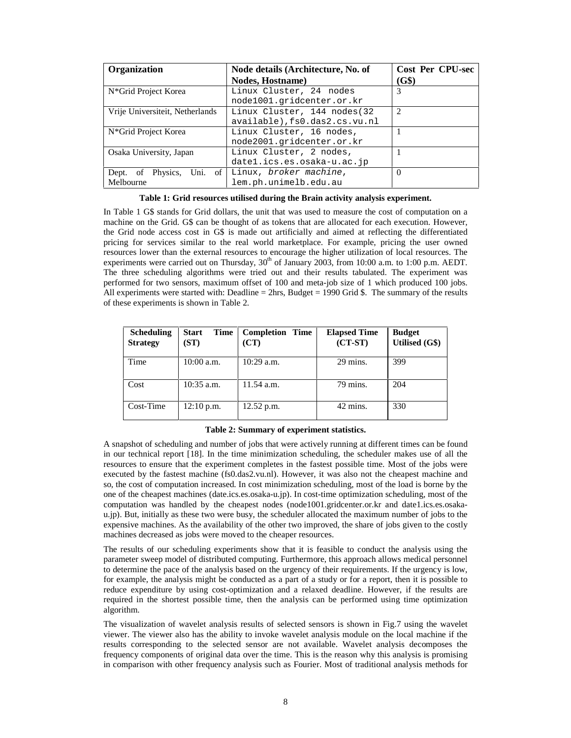| Organization | Node details (Architecture, No. of Nodes, Hostname) | Cost Per CPU-sec (G$) |
|---|---|---|
| N*Grid Project Korea | Linux Cluster, 24 nodes node1001.gridcenter.or.kr | 3 |
| Vrije Universiteit, Netherlands | Linux Cluster, 144 nodes(32 available),fs0.das2.cs.vu.nl | 2 |
| N*Grid Project Korea | Linux Cluster, 16 nodes, node2001.gridcenter.or.kr | 1 |
| Osaka University, Japan | Linux Cluster, 2 nodes, date1.ics.es.osaka-u.ac.jp | 1 |
| Dept. of Physics, Uni. of Melbourne | Linux, *broker machine*, lem.ph.unimelb.edu.au | 0 |

**Table 1: Grid resources utilised during the Brain activity analysis experiment.**

In Table 1 G$ stands for Grid dollars, the unit that was used to measure the cost of computation on a machine on the Grid. G$ can be thought of as tokens that are allocated for each execution. However, the Grid node access cost in G$ is made out artificially and aimed at reflecting the differentiated pricing for services similar to the real world marketplace. For example, pricing the user owned resources lower than the external resources to encourage the higher utilization of local resources. The experiments were carried out on Thursday, 30th of January 2003, from 10:00 a.m. to 1:00 p.m. AEDT. The three scheduling algorithms were tried out and their results tabulated. The experiment was performed for two sensors, maximum offset of 100 and meta-job size of 1 which produced 100 jobs. All experiments were started with: Deadline = 2hrs, Budget = 1990 Grid $. The summary of the results of these experiments is shown in Table 2.

| Scheduling Strategy | Start Time (ST) | Completion Time (CT) | Elapsed Time (CT-ST) | Budget Utilised (G$) |
|---|---|---|---|---|
| Time | 10:00 a.m. | 10:29 a.m. | 29 mins. | 399 |
| Cost | 10:35 a.m. | 11.54 a.m. | 79 mins. | 204 |
| Cost-Time | 12:10 p.m. | 12.52 p.m. | 42 mins. | 330 |

**Table 2: Summary of experiment statistics.**

A snapshot of scheduling and number of jobs that were actively running at different times can be found in our technical report [18]. In the time minimization scheduling, the scheduler makes use of all the resources to ensure that the experiment completes in the fastest possible time. Most of the jobs were executed by the fastest machine (fs0.das2.vu.nl). However, it was also not the cheapest machine and so, the cost of computation increased. In cost minimization scheduling, most of the load is borne by the one of the cheapest machines (date.ics.es.osaka-u.jp). In cost-time optimization scheduling, most of the computation was handled by the cheapest nodes (node1001.gridcenter.or.kr and date1.ics.es.osaka-u.jp). But, initially as these two were busy, the scheduler allocated the maximum number of jobs to the expensive machines. As the availability of the other two improved, the share of jobs given to the costly machines decreased as jobs were moved to the cheaper resources.

The results of our scheduling experiments show that it is feasible to conduct the analysis using the parameter sweep model of distributed computing. Furthermore, this approach allows medical personnel to determine the pace of the analysis based on the urgency of their requirements. If the urgency is low, for example, the analysis might be conducted as a part of a study or for a report, then it is possible to reduce expenditure by using cost-optimization and a relaxed deadline. However, if the results are required in the shortest possible time, then the analysis can be performed using time optimization algorithm.

The visualization of wavelet analysis results of selected sensors is shown in Fig.7 using the wavelet viewer. The viewer also has the ability to invoke wavelet analysis module on the local machine if the results corresponding to the selected sensor are not available. Wavelet analysis decomposes the frequency components of original data over the time. This is the reason why this analysis is promising in comparison with other frequency analysis such as Fourier. Most of traditional analysis methods for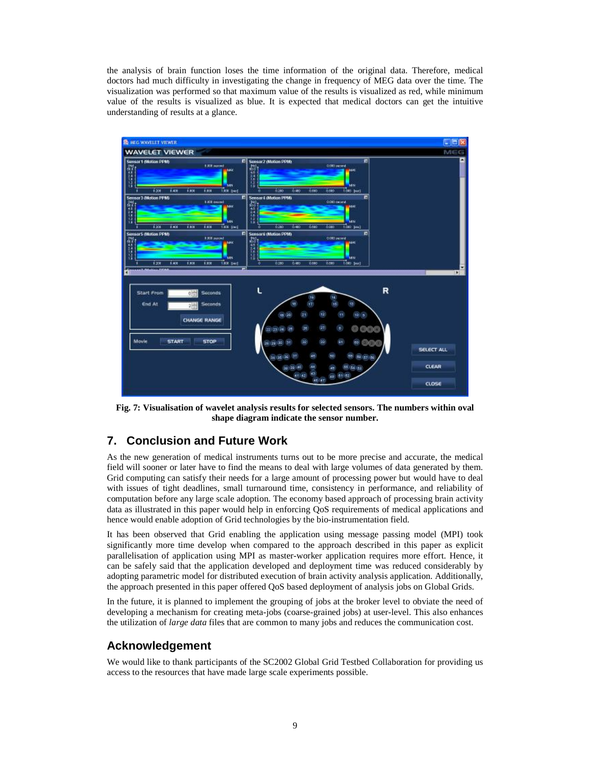the analysis of brain function loses the time information of the original data. Therefore, medical doctors had much difficulty in investigating the change in frequency of MEG data over the time. The visualization was performed so that maximum value of the results is visualized as red, while minimum value of the results is visualized as blue. It is expected that medical doctors can get the intuitive understanding of results at a glance.

**Fig. 7: Visualisation of wavelet analysis results for selected sensors. The numbers within oval shape diagram indicate the sensor number.**

## 7. Conclusion and Future Work

As the new generation of medical instruments turns out to be more precise and accurate, the medical field will sooner or later have to find the means to deal with large volumes of data generated by them. Grid computing can satisfy their needs for a large amount of processing power but would have to deal with issues of tight deadlines, small turnaround time, consistency in performance, and reliability of computation before any large scale adoption. The economy based approach of processing brain activity data as illustrated in this paper would help in enforcing QoS requirements of medical applications and hence would enable adoption of Grid technologies by the bio-instrumentation field.

It has been observed that Grid enabling the application using message passing model (MPI) took significantly more time develop when compared to the approach described in this paper as explicit parallelisation of application using MPI as master-worker application requires more effort. Hence, it can be safely said that the application developed and deployment time was reduced considerably by adopting parametric model for distributed execution of brain activity analysis application. Additionally, the approach presented in this paper offered QoS based deployment of analysis jobs on Global Grids.

In the future, it is planned to implement the grouping of jobs at the broker level to obviate the need of developing a mechanism for creating meta-jobs (coarse-grained jobs) at user-level. This also enhances the utilization of *large data* files that are common to many jobs and reduces the communication cost.

## Acknowledgement

We would like to thank participants of the SC2002 Global Grid Testbed Collaboration for providing us access to the resources that have made large scale experiments possible.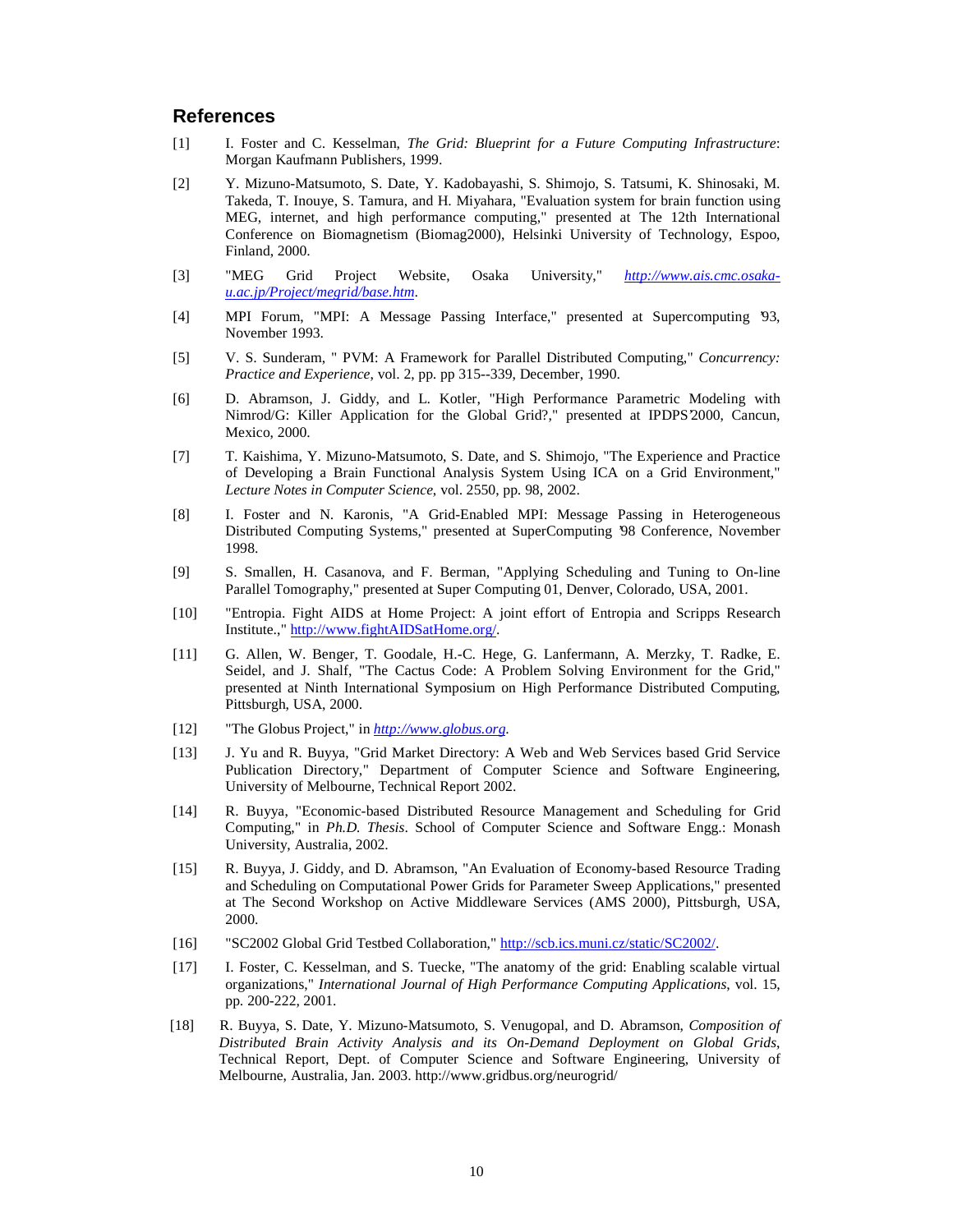## References

[1] I. Foster and C. Kesselman, *The Grid: Blueprint for a Future Computing Infrastructure*: Morgan Kaufmann Publishers, 1999.

[2] Y. Mizuno-Matsumoto, S. Date, Y. Kadobayashi, S. Shimojo, S. Tatsumi, K. Shinosaki, M. Takeda, T. Inouye, S. Tamura, and H. Miyahara, "Evaluation system for brain function using MEG, internet, and high performance computing," presented at The 12th International Conference on Biomagnetism (Biomag2000), Helsinki University of Technology, Espoo, Finland, 2000.

[3] "MEG Grid Project Website, Osaka University," *http://www.ais.cmc.osaka-u.ac.jp/Project/megrid/base.htm*.

[4] MPI Forum, "MPI: A Message Passing Interface," presented at Supercomputing '93, November 1993.

[5] V. S. Sunderam, " PVM: A Framework for Parallel Distributed Computing," *Concurrency: Practice and Experience*, vol. 2, pp. pp 315--339, December, 1990.

[6] D. Abramson, J. Giddy, and L. Kotler, "High Performance Parametric Modeling with Nimrod/G: Killer Application for the Global Grid?," presented at IPDPS'2000, Cancun, Mexico, 2000.

[7] T. Kaishima, Y. Mizuno-Matsumoto, S. Date, and S. Shimojo, "The Experience and Practice of Developing a Brain Functional Analysis System Using ICA on a Grid Environment," *Lecture Notes in Computer Science*, vol. 2550, pp. 98, 2002.

[8] I. Foster and N. Karonis, "A Grid-Enabled MPI: Message Passing in Heterogeneous Distributed Computing Systems," presented at SuperComputing '98 Conference, November 1998.

[9] S. Smallen, H. Casanova, and F. Berman, "Applying Scheduling and Tuning to On-line Parallel Tomography," presented at Super Computing 01, Denver, Colorado, USA, 2001.

[10] "Entropia. Fight AIDS at Home Project: A joint effort of Entropia and Scripps Research Institute.," http://www.fightAIDSatHome.org/.

[11] G. Allen, W. Benger, T. Goodale, H.-C. Hege, G. Lanfermann, A. Merzky, T. Radke, E. Seidel, and J. Shalf, "The Cactus Code: A Problem Solving Environment for the Grid," presented at Ninth International Symposium on High Performance Distributed Computing, Pittsburgh, USA, 2000.

[12] "The Globus Project," in *http://www.globus.org*.

[13] J. Yu and R. Buyya, "Grid Market Directory: A Web and Web Services based Grid Service Publication Directory," Department of Computer Science and Software Engineering, University of Melbourne, Technical Report 2002.

[14] R. Buyya, "Economic-based Distributed Resource Management and Scheduling for Grid Computing," in *Ph.D. Thesis*. School of Computer Science and Software Engg.: Monash University, Australia, 2002.

[15] R. Buyya, J. Giddy, and D. Abramson, "An Evaluation of Economy-based Resource Trading and Scheduling on Computational Power Grids for Parameter Sweep Applications," presented at The Second Workshop on Active Middleware Services (AMS 2000), Pittsburgh, USA, 2000.

[16] "SC2002 Global Grid Testbed Collaboration," http://scb.ics.muni.cz/static/SC2002/.

[17] I. Foster, C. Kesselman, and S. Tuecke, "The anatomy of the grid: Enabling scalable virtual organizations," *International Journal of High Performance Computing Applications*, vol. 15, pp. 200-222, 2001.

[18] R. Buyya, S. Date, Y. Mizuno-Matsumoto, S. Venugopal, and D. Abramson, *Composition of Distributed Brain Activity Analysis and its On-Demand Deployment on Global Grids*, Technical Report, Dept. of Computer Science and Software Engineering, University of Melbourne, Australia, Jan. 2003. http://www.gridbus.org/neurogrid/